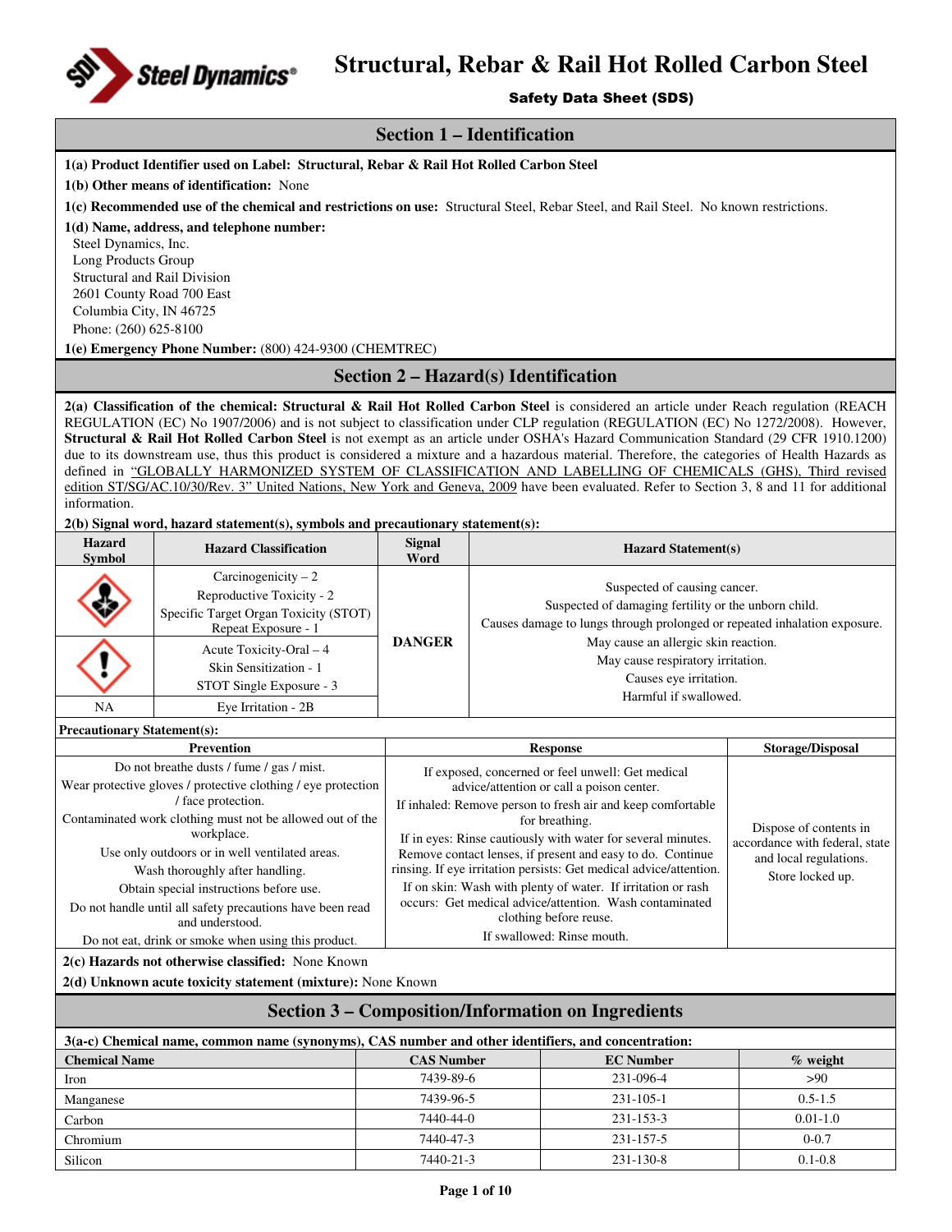# Structural, Rebar & Rail Hot Rolled Carbon Steel

**Safety Data Sheet (SDS)**

## Section 1 – Identification

**1(a) Product Identifier used on Label: Structural, Rebar & Rail Hot Rolled Carbon Steel**

**1(b) Other means of identification:** None

**1(c) Recommended use of the chemical and restrictions on use:** Structural Steel, Rebar Steel, and Rail Steel. No known restrictions.

**1(d) Name, address, and telephone number:**

Steel Dynamics, Inc.
Long Products Group
Structural and Rail Division
2601 County Road 700 East
Columbia City, IN 46725
Phone: (260) 625-8100

**1(e) Emergency Phone Number:** (800) 424-9300 (CHEMTREC)

## Section 2 – Hazard(s) Identification

**2(a) Classification of the chemical: Structural & Rail Hot Rolled Carbon Steel** is considered an article under Reach regulation (REACH REGULATION (EC) No 1907/2006) and is not subject to classification under CLP regulation (REGULATION (EC) No 1272/2008). However, **Structural & Rail Hot Rolled Carbon Steel** is not exempt as an article under OSHA's Hazard Communication Standard (29 CFR 1910.1200) due to its downstream use, thus this product is considered a mixture and a hazardous material. Therefore, the categories of Health Hazards as defined in "GLOBALLY HARMONIZED SYSTEM OF CLASSIFICATION AND LABELLING OF CHEMICALS (GHS), Third revised edition ST/SG/AC.10/30/Rev. 3" United Nations, New York and Geneva, 2009 have been evaluated. Refer to Section 3, 8 and 11 for additional information.

**2(b) Signal word, hazard statement(s), symbols and precautionary statement(s):**

| Hazard Symbol | Hazard Classification | Signal Word | Hazard Statement(s) |
|---|---|---|---|
| Health hazard | Carcinogenicity – 2<br>Reproductive Toxicity - 2<br>Specific Target Organ Toxicity (STOT) Repeat Exposure - 1 | DANGER | Suspected of causing cancer.<br>Suspected of damaging fertility or the unborn child.<br>Causes damage to lungs through prolonged or repeated inhalation exposure.<br>May cause an allergic skin reaction.<br>May cause respiratory irritation.<br>Causes eye irritation.<br>Harmful if swallowed. |
| Exclamation mark | Acute Toxicity-Oral – 4<br>Skin Sensitization - 1<br>STOT Single Exposure - 3 | | |
| NA | Eye Irritation - 2B | | |

**Precautionary Statement(s):**

| Prevention | Response | Storage/Disposal |
|---|---|---|
| Do not breathe dusts / fume / gas / mist.<br>Wear protective gloves / protective clothing / eye protection / face protection.<br>Contaminated work clothing must not be allowed out of the workplace.<br>Use only outdoors or in well ventilated areas.<br>Wash thoroughly after handling.<br>Obtain special instructions before use.<br>Do not handle until all safety precautions have been read and understood.<br>Do not eat, drink or smoke when using this product. | If exposed, concerned or feel unwell: Get medical advice/attention or call a poison center.<br>If inhaled: Remove person to fresh air and keep comfortable for breathing.<br>If in eyes: Rinse cautiously with water for several minutes. Remove contact lenses, if present and easy to do. Continue rinsing. If eye irritation persists: Get medical advice/attention.<br>If on skin: Wash with plenty of water. If irritation or rash occurs: Get medical advice/attention. Wash contaminated clothing before reuse.<br>If swallowed: Rinse mouth. | Dispose of contents in accordance with federal, state and local regulations.<br>Store locked up. |

**2(c) Hazards not otherwise classified:** None Known

**2(d) Unknown acute toxicity statement (mixture):** None Known

## Section 3 – Composition/Information on Ingredients

**3(a-c) Chemical name, common name (synonyms), CAS number and other identifiers, and concentration:**

| Chemical Name | CAS Number | EC Number | % weight |
|---|---|---|---|
| Iron | 7439-89-6 | 231-096-4 | >90 |
| Manganese | 7439-96-5 | 231-105-1 | 0.5-1.5 |
| Carbon | 7440-44-0 | 231-153-3 | 0.01-1.0 |
| Chromium | 7440-47-3 | 231-157-5 | 0-0.7 |
| Silicon | 7440-21-3 | 231-130-8 | 0.1-0.8 |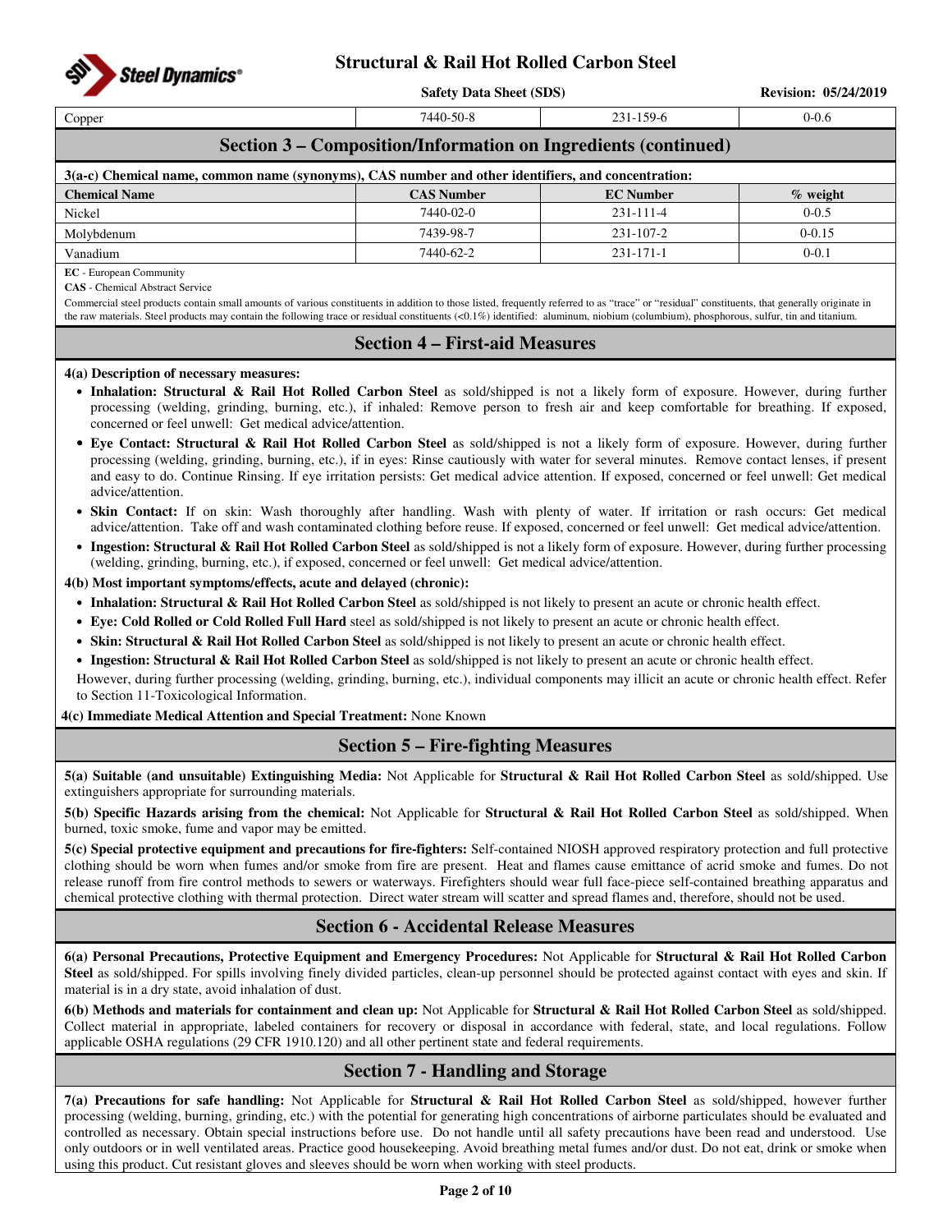| Copper | 7440-50-8 | 231-159-6 | 0-0.6 |
|---|---|---|---|

## Section 3 – Composition/Information on Ingredients (continued)

**3(a-c) Chemical name, common name (synonyms), CAS number and other identifiers, and concentration:**

| Chemical Name | CAS Number | EC Number | % weight |
|---|---|---|---|
| Nickel | 7440-02-0 | 231-111-4 | 0-0.5 |
| Molybdenum | 7439-98-7 | 231-107-2 | 0-0.15 |
| Vanadium | 7440-62-2 | 231-171-1 | 0-0.1 |

**EC** - European Community

**CAS** - Chemical Abstract Service

Commercial steel products contain small amounts of various constituents in addition to those listed, frequently referred to as "trace" or "residual" constituents, that generally originate in the raw materials. Steel products may contain the following trace or residual constituents (<0.1%) identified: aluminum, niobium (columbium), phosphorous, sulfur, tin and titanium.

## Section 4 – First-aid Measures

**4(a) Description of necessary measures:**

- **Inhalation: Structural & Rail Hot Rolled Carbon Steel** as sold/shipped is not a likely form of exposure. However, during further processing (welding, grinding, burning, etc.), if inhaled: Remove person to fresh air and keep comfortable for breathing. If exposed, concerned or feel unwell: Get medical advice/attention.
- **Eye Contact: Structural & Rail Hot Rolled Carbon Steel** as sold/shipped is not a likely form of exposure. However, during further processing (welding, grinding, burning, etc.), if in eyes: Rinse cautiously with water for several minutes. Remove contact lenses, if present and easy to do. Continue Rinsing. If eye irritation persists: Get medical advice attention. If exposed, concerned or feel unwell: Get medical advice/attention.
- **Skin Contact:** If on skin: Wash thoroughly after handling. Wash with plenty of water. If irritation or rash occurs: Get medical advice/attention. Take off and wash contaminated clothing before reuse. If exposed, concerned or feel unwell: Get medical advice/attention.
- **Ingestion: Structural & Rail Hot Rolled Carbon Steel** as sold/shipped is not a likely form of exposure. However, during further processing (welding, grinding, burning, etc.), if exposed, concerned or feel unwell: Get medical advice/attention.

**4(b) Most important symptoms/effects, acute and delayed (chronic):**

- **Inhalation: Structural & Rail Hot Rolled Carbon Steel** as sold/shipped is not likely to present an acute or chronic health effect.
- **Eye: Cold Rolled or Cold Rolled Full Hard** steel as sold/shipped is not likely to present an acute or chronic health effect.
- **Skin: Structural & Rail Hot Rolled Carbon Steel** as sold/shipped is not likely to present an acute or chronic health effect.
- **Ingestion: Structural & Rail Hot Rolled Carbon Steel** as sold/shipped is not likely to present an acute or chronic health effect.

However, during further processing (welding, grinding, burning, etc.), individual components may illicit an acute or chronic health effect. Refer to Section 11-Toxicological Information.

**4(c) Immediate Medical Attention and Special Treatment:** None Known

## Section 5 – Fire-fighting Measures

**5(a) Suitable (and unsuitable) Extinguishing Media:** Not Applicable for **Structural & Rail Hot Rolled Carbon Steel** as sold/shipped. Use extinguishers appropriate for surrounding materials.

**5(b) Specific Hazards arising from the chemical:** Not Applicable for **Structural & Rail Hot Rolled Carbon Steel** as sold/shipped. When burned, toxic smoke, fume and vapor may be emitted.

**5(c) Special protective equipment and precautions for fire-fighters:** Self-contained NIOSH approved respiratory protection and full protective clothing should be worn when fumes and/or smoke from fire are present. Heat and flames cause emittance of acrid smoke and fumes. Do not release runoff from fire control methods to sewers or waterways. Firefighters should wear full face-piece self-contained breathing apparatus and chemical protective clothing with thermal protection. Direct water stream will scatter and spread flames and, therefore, should not be used.

## Section 6 - Accidental Release Measures

**6(a) Personal Precautions, Protective Equipment and Emergency Procedures:** Not Applicable for **Structural & Rail Hot Rolled Carbon Steel** as sold/shipped. For spills involving finely divided particles, clean-up personnel should be protected against contact with eyes and skin. If material is in a dry state, avoid inhalation of dust.

**6(b) Methods and materials for containment and clean up:** Not Applicable for **Structural & Rail Hot Rolled Carbon Steel** as sold/shipped. Collect material in appropriate, labeled containers for recovery or disposal in accordance with federal, state, and local regulations. Follow applicable OSHA regulations (29 CFR 1910.120) and all other pertinent state and federal requirements.

## Section 7 - Handling and Storage

**7(a) Precautions for safe handling:** Not Applicable for **Structural & Rail Hot Rolled Carbon Steel** as sold/shipped, however further processing (welding, burning, grinding, etc.) with the potential for generating high concentrations of airborne particulates should be evaluated and controlled as necessary. Obtain special instructions before use. Do not handle until all safety precautions have been read and understood. Use only outdoors or in well ventilated areas. Practice good housekeeping. Avoid breathing metal fumes and/or dust. Do not eat, drink or smoke when using this product. Cut resistant gloves and sleeves should be worn when working with steel products.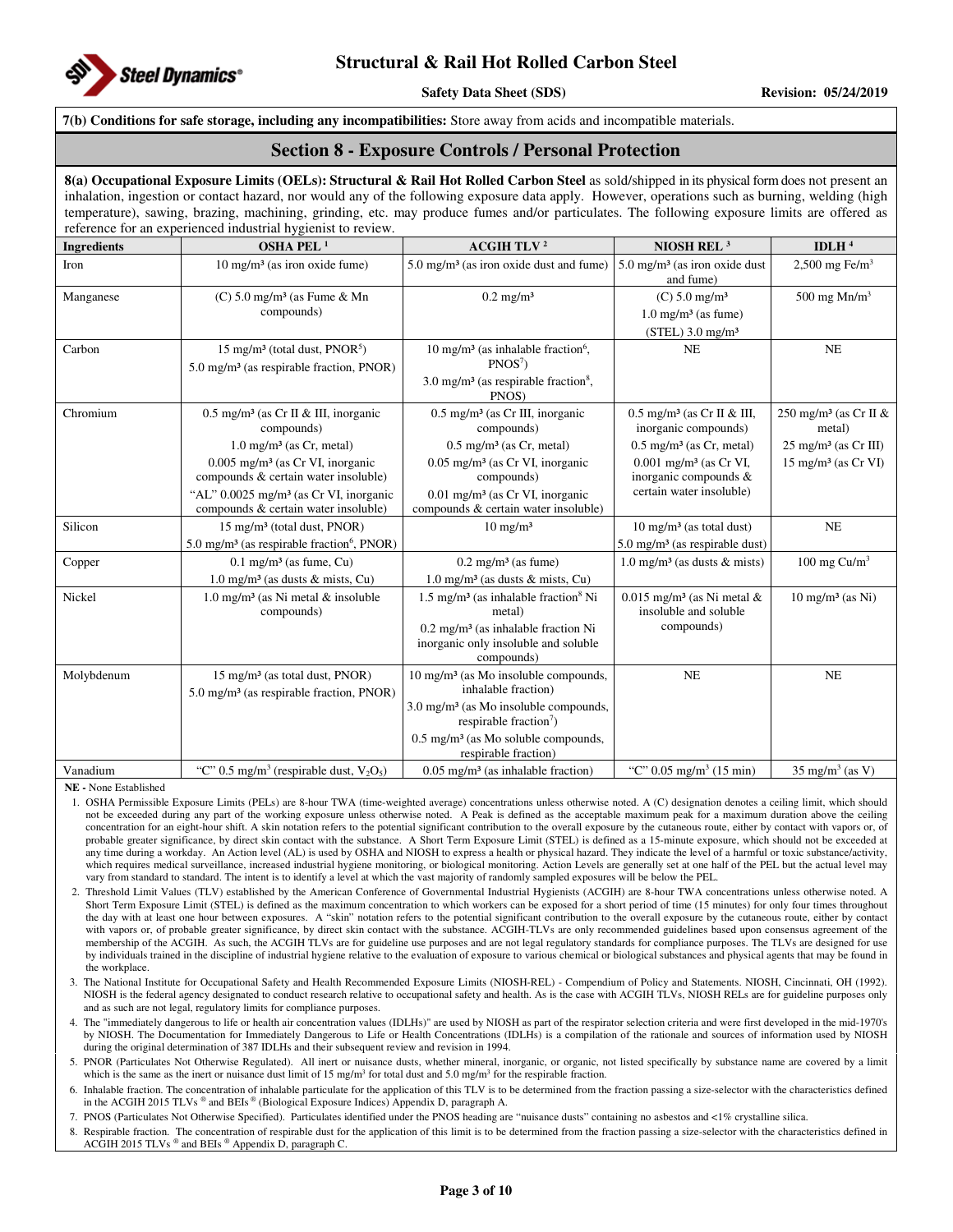**7(b) Conditions for safe storage, including any incompatibilities:** Store away from acids and incompatible materials.

## Section 8 - Exposure Controls / Personal Protection

**8(a) Occupational Exposure Limits (OELs): Structural & Rail Hot Rolled Carbon Steel** as sold/shipped in its physical form does not present an inhalation, ingestion or contact hazard, nor would any of the following exposure data apply. However, operations such as burning, welding (high temperature), sawing, brazing, machining, grinding, etc. may produce fumes and/or particulates. The following exposure limits are offered as reference for an experienced industrial hygienist to review.

| Ingredients | OSHA PEL [1] | ACGIH TLV [2] | NIOSH REL [3] | IDLH [4] |
|---|---|---|---|---|
| Iron | 10 mg/m³ (as iron oxide fume) | 5.0 mg/m³ (as iron oxide dust and fume) | 5.0 mg/m³ (as iron oxide dust and fume) | 2,500 mg Fe/m³ |
| Manganese | (C) 5.0 mg/m³ (as Fume & Mn compounds) | 0.2 mg/m³ | (C) 5.0 mg/m³<br>1.0 mg/m³ (as fume)<br>(STEL) 3.0 mg/m³ | 500 mg Mn/m³ |
| Carbon | 15 mg/m³ (total dust, PNOR[5])<br>5.0 mg/m³ (as respirable fraction, PNOR) | 10 mg/m³ (as inhalable fraction[6], PNOS[7])<br>3.0 mg/m³ (as respirable fraction[8], PNOS) | NE | NE |
| Chromium | 0.5 mg/m³ (as Cr II & III, inorganic compounds)<br>1.0 mg/m³ (as Cr, metal)<br>0.005 mg/m³ (as Cr VI, inorganic compounds & certain water insoluble)<br>"AL" 0.0025 mg/m³ (as Cr VI, inorganic compounds & certain water insoluble) | 0.5 mg/m³ (as Cr III, inorganic compounds)<br>0.5 mg/m³ (as Cr, metal)<br>0.05 mg/m³ (as Cr VI, inorganic compounds)<br>0.01 mg/m³ (as Cr VI, inorganic compounds & certain water insoluble) | 0.5 mg/m³ (as Cr II & III, inorganic compounds)<br>0.5 mg/m³ (as Cr, metal)<br>0.001 mg/m³ (as Cr VI, inorganic compounds & certain water insoluble) | 250 mg/m³ (as Cr II & metal)<br>25 mg/m³ (as Cr III)<br>15 mg/m³ (as Cr VI) |
| Silicon | 15 mg/m³ (total dust, PNOR)<br>5.0 mg/m³ (as respirable fraction[6], PNOR) | 10 mg/m³ | 10 mg/m³ (as total dust)<br>5.0 mg/m³ (as respirable dust) | NE |
| Copper | 0.1 mg/m³ (as fume, Cu)<br>1.0 mg/m³ (as dusts & mists, Cu) | 0.2 mg/m³ (as fume)<br>1.0 mg/m³ (as dusts & mists, Cu) | 1.0 mg/m³ (as dusts & mists) | 100 mg Cu/m³ |
| Nickel | 1.0 mg/m³ (as Ni metal & insoluble compounds) | 1.5 mg/m³ (as inhalable fraction[8] Ni metal)<br>0.2 mg/m³ (as inhalable fraction Ni inorganic only insoluble and soluble compounds) | 0.015 mg/m³ (as Ni metal & insoluble and soluble compounds) | 10 mg/m³ (as Ni) |
| Molybdenum | 15 mg/m³ (as total dust, PNOR)<br>5.0 mg/m³ (as respirable fraction, PNOR) | 10 mg/m³ (as Mo insoluble compounds, inhalable fraction)<br>3.0 mg/m³ (as Mo insoluble compounds, respirable fraction[7])<br>0.5 mg/m³ (as Mo soluble compounds, respirable fraction) | NE | NE |
| Vanadium | "C" 0.5 mg/m³ (respirable dust, $V_2O_5$) | 0.05 mg/m³ (as inhalable fraction) | "C" 0.05 mg/m³ (15 min) | 35 mg/m³ (as V) |

**NE -** None Established

1. OSHA Permissible Exposure Limits (PELs) are 8-hour TWA (time-weighted average) concentrations unless otherwise noted. A (C) designation denotes a ceiling limit, which should not be exceeded during any part of the working exposure unless otherwise noted. A Peak is defined as the acceptable maximum peak for a maximum duration above the ceiling concentration for an eight-hour shift. A skin notation refers to the potential significant contribution to the overall exposure by the cutaneous route, either by contact with vapors or, of probable greater significance, by direct skin contact with the substance. A Short Term Exposure Limit (STEL) is defined as a 15-minute exposure, which should not be exceeded at any time during a workday. An Action level (AL) is used by OSHA and NIOSH to express a health or physical hazard. They indicate the level of a harmful or toxic substance/activity, which requires medical surveillance, increased industrial hygiene monitoring, or biological monitoring. Action Levels are generally set at one half of the PEL but the actual level may vary from standard to standard. The intent is to identify a level at which the vast majority of randomly sampled exposures will be below the PEL.
2. Threshold Limit Values (TLV) established by the American Conference of Governmental Industrial Hygienists (ACGIH) are 8-hour TWA concentrations unless otherwise noted. A Short Term Exposure Limit (STEL) is defined as the maximum concentration to which workers can be exposed for a short period of time (15 minutes) for only four times throughout the day with at least one hour between exposures. A "skin" notation refers to the potential significant contribution to the overall exposure by the cutaneous route, either by contact with vapors or, of probable greater significance, by direct skin contact with the substance. ACGIH-TLVs are only recommended guidelines based upon consensus agreement of the membership of the ACGIH. As such, the ACGIH TLVs are for guideline use purposes and are not legal regulatory standards for compliance purposes. The TLVs are designed for use by individuals trained in the discipline of industrial hygiene relative to the evaluation of exposure to various chemical or biological substances and physical agents that may be found in the workplace.
3. The National Institute for Occupational Safety and Health Recommended Exposure Limits (NIOSH-REL) - Compendium of Policy and Statements. NIOSH, Cincinnati, OH (1992). NIOSH is the federal agency designated to conduct research relative to occupational safety and health. As is the case with ACGIH TLVs, NIOSH RELs are for guideline purposes only and as such are not legal, regulatory limits for compliance purposes.
4. The "immediately dangerous to life or health air concentration values (IDLHs)" are used by NIOSH as part of the respirator selection criteria and were first developed in the mid-1970's by NIOSH. The Documentation for Immediately Dangerous to Life or Health Concentrations (IDLHs) is a compilation of the rationale and sources of information used by NIOSH during the original determination of 387 IDLHs and their subsequent review and revision in 1994.
5. PNOR (Particulates Not Otherwise Regulated). All inert or nuisance dusts, whether mineral, inorganic, or organic, not listed specifically by substance name are covered by a limit which is the same as the inert or nuisance dust limit of 15 mg/m³ for total dust and 5.0 mg/m³ for the respirable fraction.
6. Inhalable fraction. The concentration of inhalable particulate for the application of this TLV is to be determined from the fraction passing a size-selector with the characteristics defined in the ACGIH 2015 TLVs ® and BEIs ® (Biological Exposure Indices) Appendix D, paragraph A.
7. PNOS (Particulates Not Otherwise Specified). Particulates identified under the PNOS heading are "nuisance dusts" containing no asbestos and <1% crystalline silica.
8. Respirable fraction. The concentration of respirable dust for the application of this limit is to be determined from the fraction passing a size-selector with the characteristics defined in ACGIH 2015 TLVs ® and BEIs ® Appendix D, paragraph C.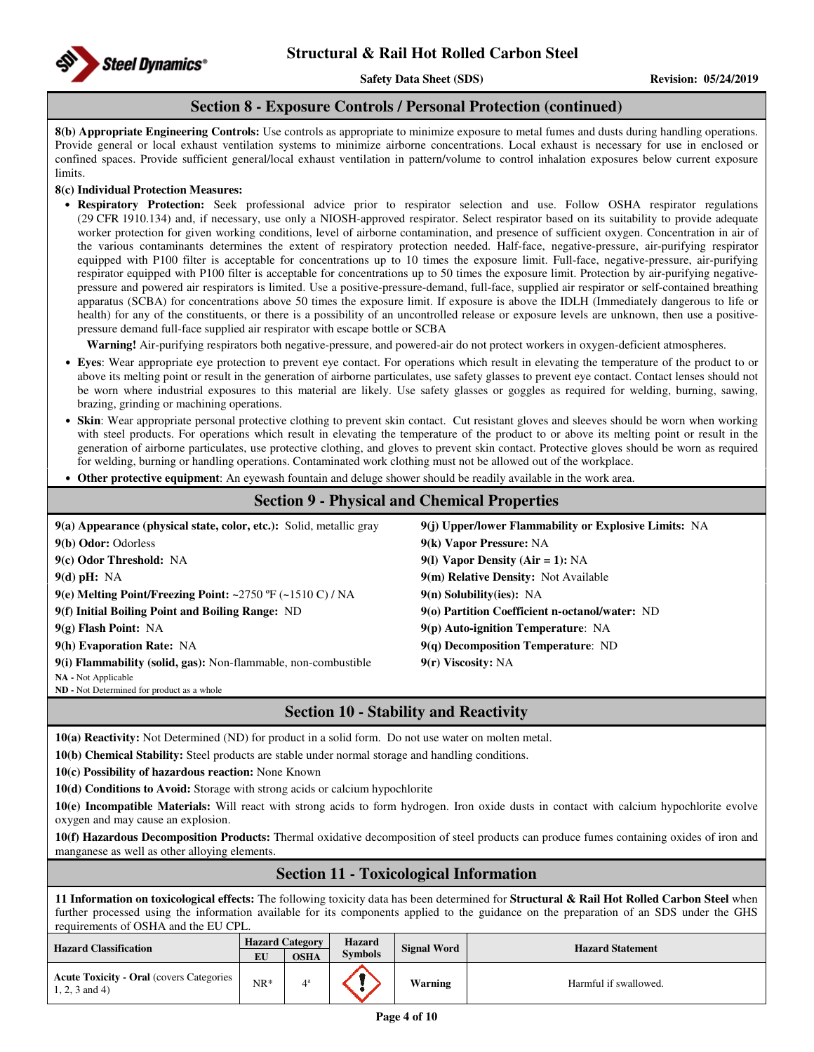## Section 8 - Exposure Controls / Personal Protection (continued)

**8(b) Appropriate Engineering Controls:** Use controls as appropriate to minimize exposure to metal fumes and dusts during handling operations. Provide general or local exhaust ventilation systems to minimize airborne concentrations. Local exhaust is necessary for use in enclosed or confined spaces. Provide sufficient general/local exhaust ventilation in pattern/volume to control inhalation exposures below current exposure limits.

**8(c) Individual Protection Measures:**

- **Respiratory Protection:** Seek professional advice prior to respirator selection and use. Follow OSHA respirator regulations (29 CFR 1910.134) and, if necessary, use only a NIOSH-approved respirator. Select respirator based on its suitability to provide adequate worker protection for given working conditions, level of airborne contamination, and presence of sufficient oxygen. Concentration in air of the various contaminants determines the extent of respiratory protection needed. Half-face, negative-pressure, air-purifying respirator equipped with P100 filter is acceptable for concentrations up to 10 times the exposure limit. Full-face, negative-pressure, air-purifying respirator equipped with P100 filter is acceptable for concentrations up to 50 times the exposure limit. Protection by air-purifying negative-pressure and powered air respirators is limited. Use a positive-pressure-demand, full-face, supplied air respirator or self-contained breathing apparatus (SCBA) for concentrations above 50 times the exposure limit. If exposure is above the IDLH (Immediately dangerous to life or health) for any of the constituents, or there is a possibility of an uncontrolled release or exposure levels are unknown, then use a positive-pressure demand full-face supplied air respirator with escape bottle or SCBA

  **Warning!** Air-purifying respirators both negative-pressure, and powered-air do not protect workers in oxygen-deficient atmospheres.

- **Eyes**: Wear appropriate eye protection to prevent eye contact. For operations which result in elevating the temperature of the product to or above its melting point or result in the generation of airborne particulates, use safety glasses to prevent eye contact. Contact lenses should not be worn where industrial exposures to this material are likely. Use safety glasses or goggles as required for welding, burning, sawing, brazing, grinding or machining operations.
- **Skin**: Wear appropriate personal protective clothing to prevent skin contact. Cut resistant gloves and sleeves should be worn when working with steel products. For operations which result in elevating the temperature of the product to or above its melting point or result in the generation of airborne particulates, use protective clothing, and gloves to prevent skin contact. Protective gloves should be worn as required for welding, burning or handling operations. Contaminated work clothing must not be allowed out of the workplace.
- **Other protective equipment**: An eyewash fountain and deluge shower should be readily available in the work area.

## Section 9 - Physical and Chemical Properties

**9(a) Appearance (physical state, color, etc.):** Solid, metallic gray

**9(b) Odor:** Odorless

**9(c) Odor Threshold:** NA

**9(d) pH:** NA

**9(e) Melting Point/Freezing Point:** ~2750 ºF (~1510 C) / NA

**9(f) Initial Boiling Point and Boiling Range:** ND

**9(g) Flash Point:** NA

**9(h) Evaporation Rate:** NA

**9(i) Flammability (solid, gas):** Non-flammable, non-combustible

**9(j) Upper/lower Flammability or Explosive Limits:** NA

**9(k) Vapor Pressure:** NA

**9(l) Vapor Density (Air = 1):** NA

**9(m) Relative Density:** Not Available

**9(n) Solubility(ies):** NA

**9(o) Partition Coefficient n-octanol/water:** ND

**9(p) Auto-ignition Temperature**: NA

**9(q) Decomposition Temperature**: ND

**9(r) Viscosity:** NA

**NA** - Not Applicable
**ND** - Not Determined for product as a whole

## Section 10 - Stability and Reactivity

**10(a) Reactivity:** Not Determined (ND) for product in a solid form. Do not use water on molten metal.

**10(b) Chemical Stability:** Steel products are stable under normal storage and handling conditions.

**10(c) Possibility of hazardous reaction:** None Known

**10(d) Conditions to Avoid:** Storage with strong acids or calcium hypochlorite

**10(e) Incompatible Materials:** Will react with strong acids to form hydrogen. Iron oxide dusts in contact with calcium hypochlorite evolve oxygen and may cause an explosion.

**10(f) Hazardous Decomposition Products:** Thermal oxidative decomposition of steel products can produce fumes containing oxides of iron and manganese as well as other alloying elements.

## Section 11 - Toxicological Information

**11 Information on toxicological effects:** The following toxicity data has been determined for **Structural & Rail Hot Rolled Carbon Steel** when further processed using the information available for its components applied to the guidance on the preparation of an SDS under the GHS requirements of OSHA and the EU CPL.

| Hazard Classification | Hazard Category | | Hazard Symbols | Signal Word | Hazard Statement |
|---|---|---|---|---|---|
| | EU | OSHA | | | |
| **Acute Toxicity - Oral** (covers Categories 1, 2, 3 and 4) | NR* | 4[a] | | **Warning** | Harmful if swallowed. |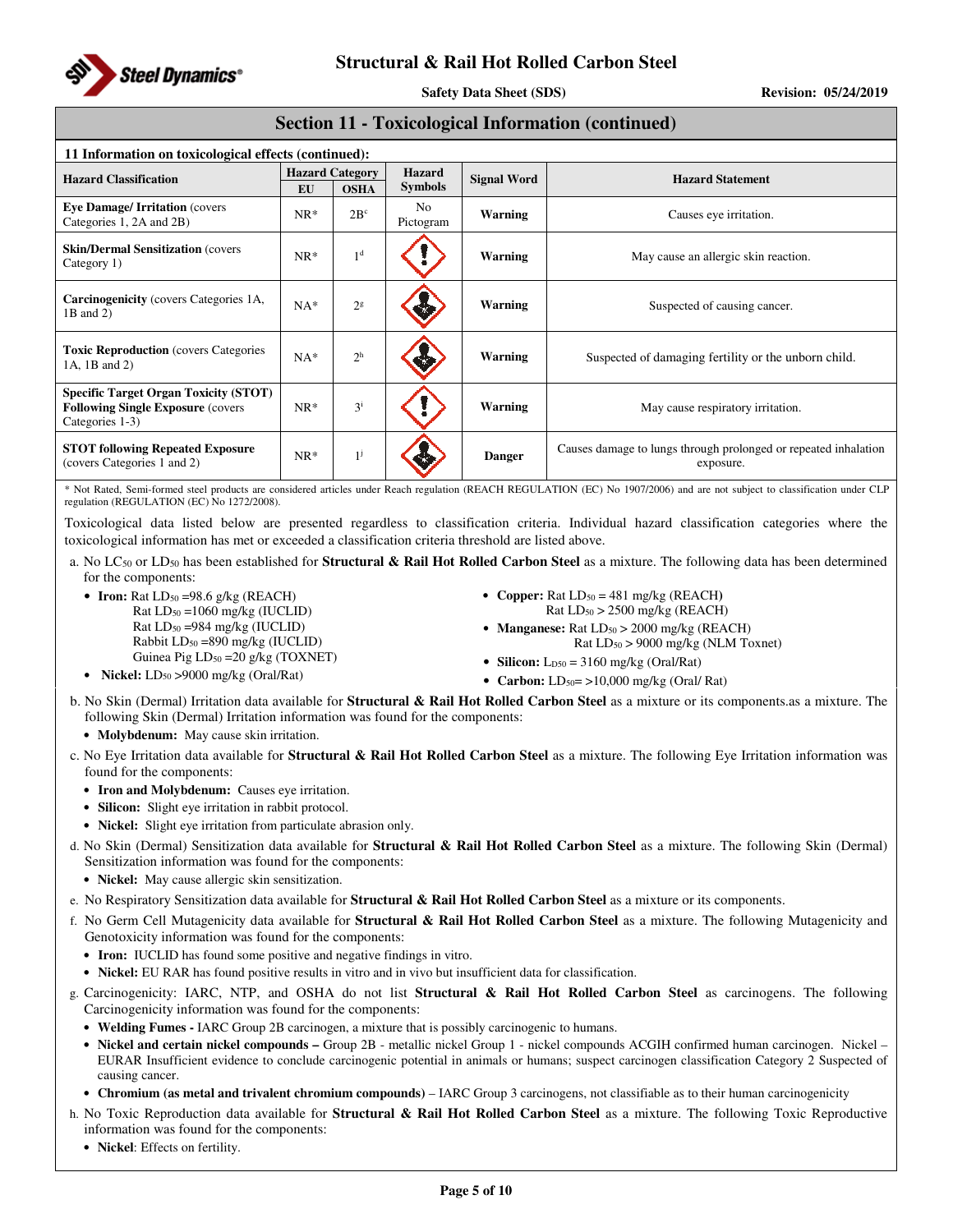## Section 11 - Toxicological Information (continued)

**11 Information on toxicological effects (continued):**

| Hazard Classification | Hazard Category | | Hazard Symbols | Signal Word | Hazard Statement |
|---|---|---|---|---|---|
| | EU | OSHA | | | |
| **Eye Damage/ Irritation** (covers Categories 1, 2A and 2B) | NR* | 2B[c] | No Pictogram | **Warning** | Causes eye irritation. |
| **Skin/Dermal Sensitization** (covers Category 1) | NR* | 1[d] | | **Warning** | May cause an allergic skin reaction. |
| **Carcinogenicity** (covers Categories 1A, 1B and 2) | NA* | 2[g] | | **Warning** | Suspected of causing cancer. |
| **Toxic Reproduction** (covers Categories 1A, 1B and 2) | NA* | 2[h] | | **Warning** | Suspected of damaging fertility or the unborn child. |
| **Specific Target Organ Toxicity (STOT) Following Single Exposure** (covers Categories 1-3) | NR* | 3[i] | | **Warning** | May cause respiratory irritation. |
| **STOT following Repeated Exposure** (covers Categories 1 and 2) | NR* | 1[j] | | **Danger** | Causes damage to lungs through prolonged or repeated inhalation exposure. |

\* Not Rated, Semi-formed steel products are considered articles under Reach regulation (REACH REGULATION (EC) No 1907/2006) and are not subject to classification under CLP regulation (REGULATION (EC) No 1272/2008).

Toxicological data listed below are presented regardless to classification criteria. Individual hazard classification categories where the toxicological information has met or exceeded a classification criteria threshold are listed above.

a. No $LC_{50}$ or $LD_{50}$ has been established for **Structural & Rail Hot Rolled Carbon Steel** as a mixture. The following data has been determined for the components:

- **Iron:** Rat $LD_{50}$ =98.6 g/kg (REACH)
  Rat $LD_{50}$ =1060 mg/kg (IUCLID)
  Rat $LD_{50}$ =984 mg/kg (IUCLID)
  Rabbit $LD_{50}$ =890 mg/kg (IUCLID)
  Guinea Pig $LD_{50}$ =20 g/kg (TOXNET)
- **Nickel:** $LD_{50}$ >9000 mg/kg (Oral/Rat)
- **Copper:** Rat $LD_{50}$ = 481 mg/kg (REACH)
  Rat $LD_{50}$ > 2500 mg/kg (REACH)
- **Manganese:** Rat $LD_{50}$ > 2000 mg/kg (REACH)
  Rat $LD_{50}$ > 9000 mg/kg (NLM Toxnet)
- **Silicon:** $L_{D50}$ = 3160 mg/kg (Oral/Rat)
- **Carbon:** $LD_{50}$= >10,000 mg/kg (Oral/ Rat)

b. No Skin (Dermal) Irritation data available for **Structural & Rail Hot Rolled Carbon Steel** as a mixture or its components.as a mixture. The following Skin (Dermal) Irritation information was found for the components:

- **Molybdenum:** May cause skin irritation.

c. No Eye Irritation data available for **Structural & Rail Hot Rolled Carbon Steel** as a mixture. The following Eye Irritation information was found for the components:

- **Iron and Molybdenum:** Causes eye irritation.
- **Silicon:** Slight eye irritation in rabbit protocol.
- **Nickel:** Slight eye irritation from particulate abrasion only.

d. No Skin (Dermal) Sensitization data available for **Structural & Rail Hot Rolled Carbon Steel** as a mixture. The following Skin (Dermal) Sensitization information was found for the components:

- **Nickel:** May cause allergic skin sensitization.

e. No Respiratory Sensitization data available for **Structural & Rail Hot Rolled Carbon Steel** as a mixture or its components.

f. No Germ Cell Mutagenicity data available for **Structural & Rail Hot Rolled Carbon Steel** as a mixture. The following Mutagenicity and Genotoxicity information was found for the components:

- **Iron:** IUCLID has found some positive and negative findings in vitro.
- **Nickel:** EU RAR has found positive results in vitro and in vivo but insufficient data for classification.

g. Carcinogenicity: IARC, NTP, and OSHA do not list **Structural & Rail Hot Rolled Carbon Steel** as carcinogens. The following Carcinogenicity information was found for the components:

- **Welding Fumes -** IARC Group 2B carcinogen, a mixture that is possibly carcinogenic to humans.
- **Nickel and certain nickel compounds –** Group 2B - metallic nickel Group 1 - nickel compounds ACGIH confirmed human carcinogen. Nickel – EURAR Insufficient evidence to conclude carcinogenic potential in animals or humans; suspect carcinogen classification Category 2 Suspected of causing cancer.
- **Chromium (as metal and trivalent chromium compounds)** – IARC Group 3 carcinogens, not classifiable as to their human carcinogenicity

h. No Toxic Reproduction data available for **Structural & Rail Hot Rolled Carbon Steel** as a mixture. The following Toxic Reproductive information was found for the components:

- **Nickel**: Effects on fertility.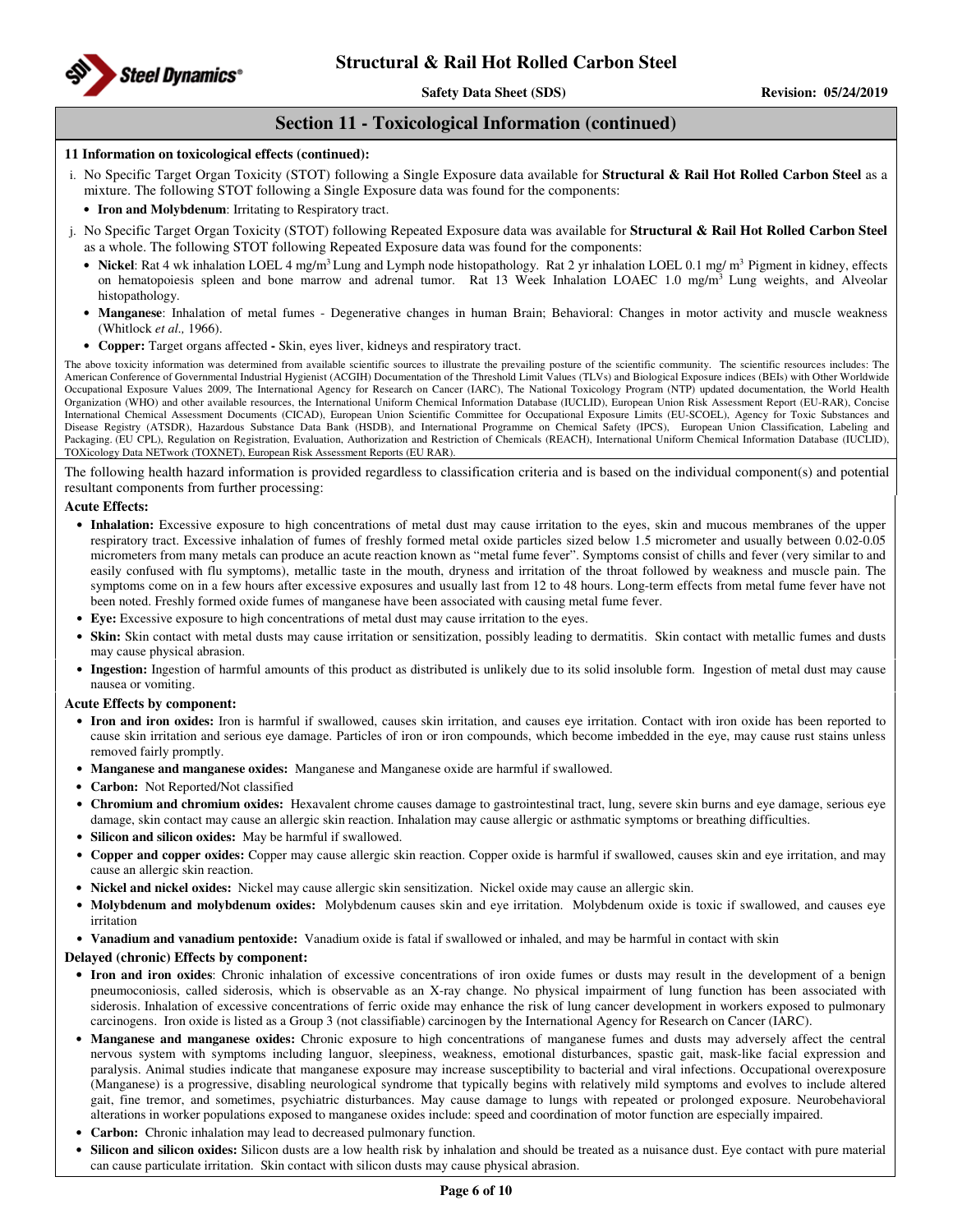## Section 11 - Toxicological Information (continued)

**11 Information on toxicological effects (continued):**

i. No Specific Target Organ Toxicity (STOT) following a Single Exposure data available for **Structural & Rail Hot Rolled Carbon Steel** as a mixture. The following STOT following a Single Exposure data was found for the components:
   - **Iron and Molybdenum**: Irritating to Respiratory tract.

j. No Specific Target Organ Toxicity (STOT) following Repeated Exposure data was available for **Structural & Rail Hot Rolled Carbon Steel** as a whole. The following STOT following Repeated Exposure data was found for the components:
   - **Nickel**: Rat 4 wk inhalation LOEL 4 mg/m$^3$ Lung and Lymph node histopathology. Rat 2 yr inhalation LOEL 0.1 mg/ m$^3$ Pigment in kidney, effects on hematopoiesis spleen and bone marrow and adrenal tumor. Rat 13 Week Inhalation LOAEC 1.0 mg/m$^3$ Lung weights, and Alveolar histopathology.
   - **Manganese**: Inhalation of metal fumes - Degenerative changes in human Brain; Behavioral: Changes in motor activity and muscle weakness (Whitlock *et al.,* 1966).
   - **Copper:** Target organs affected **-** Skin, eyes liver, kidneys and respiratory tract.

The above toxicity information was determined from available scientific sources to illustrate the prevailing posture of the scientific community. The scientific resources includes: The American Conference of Governmental Industrial Hygienist (ACGIH) Documentation of the Threshold Limit Values (TLVs) and Biological Exposure indices (BEIs) with Other Worldwide Occupational Exposure Values 2009, The International Agency for Research on Cancer (IARC), The National Toxicology Program (NTP) updated documentation, the World Health Organization (WHO) and other available resources, the International Uniform Chemical Information Database (IUCLID), European Union Risk Assessment Report (EU-RAR), Concise International Chemical Assessment Documents (CICAD), European Union Scientific Committee for Occupational Exposure Limits (EU-SCOEL), Agency for Toxic Substances and Disease Registry (ATSDR), Hazardous Substance Data Bank (HSDB), and International Programme on Chemical Safety (IPCS), European Union Classification, Labeling and Packaging. (EU CPL), Regulation on Registration, Evaluation, Authorization and Restriction of Chemicals (REACH), International Uniform Chemical Information Database (IUCLID), TOXicology Data NETwork (TOXNET), European Risk Assessment Reports (EU RAR).

The following health hazard information is provided regardless of classification criteria and is based on the individual component(s) and potential resultant components from further processing:

**Acute Effects:**

- **Inhalation:** Excessive exposure to high concentrations of metal dust may cause irritation to the eyes, skin and mucous membranes of the upper respiratory tract. Excessive inhalation of fumes of freshly formed metal oxide particles sized below 1.5 micrometer and usually between 0.02-0.05 micrometers from many metals can produce an acute reaction known as "metal fume fever". Symptoms consist of chills and fever (very similar to and easily confused with flu symptoms), metallic taste in the mouth, dryness and irritation of the throat followed by weakness and muscle pain. The symptoms come on in a few hours after excessive exposures and usually last from 12 to 48 hours. Long-term effects from metal fume fever have not been noted. Freshly formed oxide fumes of manganese have been associated with causing metal fume fever.
- **Eye:** Excessive exposure to high concentrations of metal dust may cause irritation to the eyes.
- **Skin:** Skin contact with metal dusts may cause irritation or sensitization, possibly leading to dermatitis. Skin contact with metallic fumes and dusts may cause physical abrasion.
- **Ingestion:** Ingestion of harmful amounts of this product as distributed is unlikely due to its solid insoluble form. Ingestion of metal dust may cause nausea or vomiting.

**Acute Effects by component:**

- **Iron and iron oxides:** Iron is harmful if swallowed, causes skin irritation, and causes eye irritation. Contact with iron oxide has been reported to cause skin irritation and serious eye damage. Particles of iron or iron compounds, which become imbedded in the eye, may cause rust stains unless removed fairly promptly.
- **Manganese and manganese oxides:** Manganese and Manganese oxide are harmful if swallowed.
- **Carbon:** Not Reported/Not classified
- **Chromium and chromium oxides:** Hexavalent chrome causes damage to gastrointestinal tract, lung, severe skin burns and eye damage, serious eye damage, skin contact may cause an allergic skin reaction. Inhalation may cause allergic or asthmatic symptoms or breathing difficulties.
- **Silicon and silicon oxides:** May be harmful if swallowed.
- **Copper and copper oxides:** Copper may cause allergic skin reaction. Copper oxide is harmful if swallowed, causes skin and eye irritation, and may cause an allergic skin reaction.
- **Nickel and nickel oxides:** Nickel may cause allergic skin sensitization. Nickel oxide may cause an allergic skin.
- **Molybdenum and molybdenum oxides:** Molybdenum causes skin and eye irritation. Molybdenum oxide is toxic if swallowed, and causes eye irritation
- **Vanadium and vanadium pentoxide:** Vanadium oxide is fatal if swallowed or inhaled, and may be harmful in contact with skin

**Delayed (chronic) Effects by component:**

- **Iron and iron oxides**: Chronic inhalation of excessive concentrations of iron oxide fumes or dusts may result in the development of a benign pneumoconiosis, called siderosis, which is observable as an X-ray change. No physical impairment of lung function has been associated with siderosis. Inhalation of excessive concentrations of ferric oxide may enhance the risk of lung cancer development in workers exposed to pulmonary carcinogens. Iron oxide is listed as a Group 3 (not classifiable) carcinogen by the International Agency for Research on Cancer (IARC).
- **Manganese and manganese oxides:** Chronic exposure to high concentrations of manganese fumes and dusts may adversely affect the central nervous system with symptoms including languor, sleepiness, weakness, emotional disturbances, spastic gait, mask-like facial expression and paralysis. Animal studies indicate that manganese exposure may increase susceptibility to bacterial and viral infections. Occupational overexposure (Manganese) is a progressive, disabling neurological syndrome that typically begins with relatively mild symptoms and evolves to include altered gait, fine tremor, and sometimes, psychiatric disturbances. May cause damage to lungs with repeated or prolonged exposure. Neurobehavioral alterations in worker populations exposed to manganese oxides include: speed and coordination of motor function are especially impaired.
- **Carbon:** Chronic inhalation may lead to decreased pulmonary function.
- **Silicon and silicon oxides:** Silicon dusts are a low health risk by inhalation and should be treated as a nuisance dust. Eye contact with pure material can cause particulate irritation. Skin contact with silicon dusts may cause physical abrasion.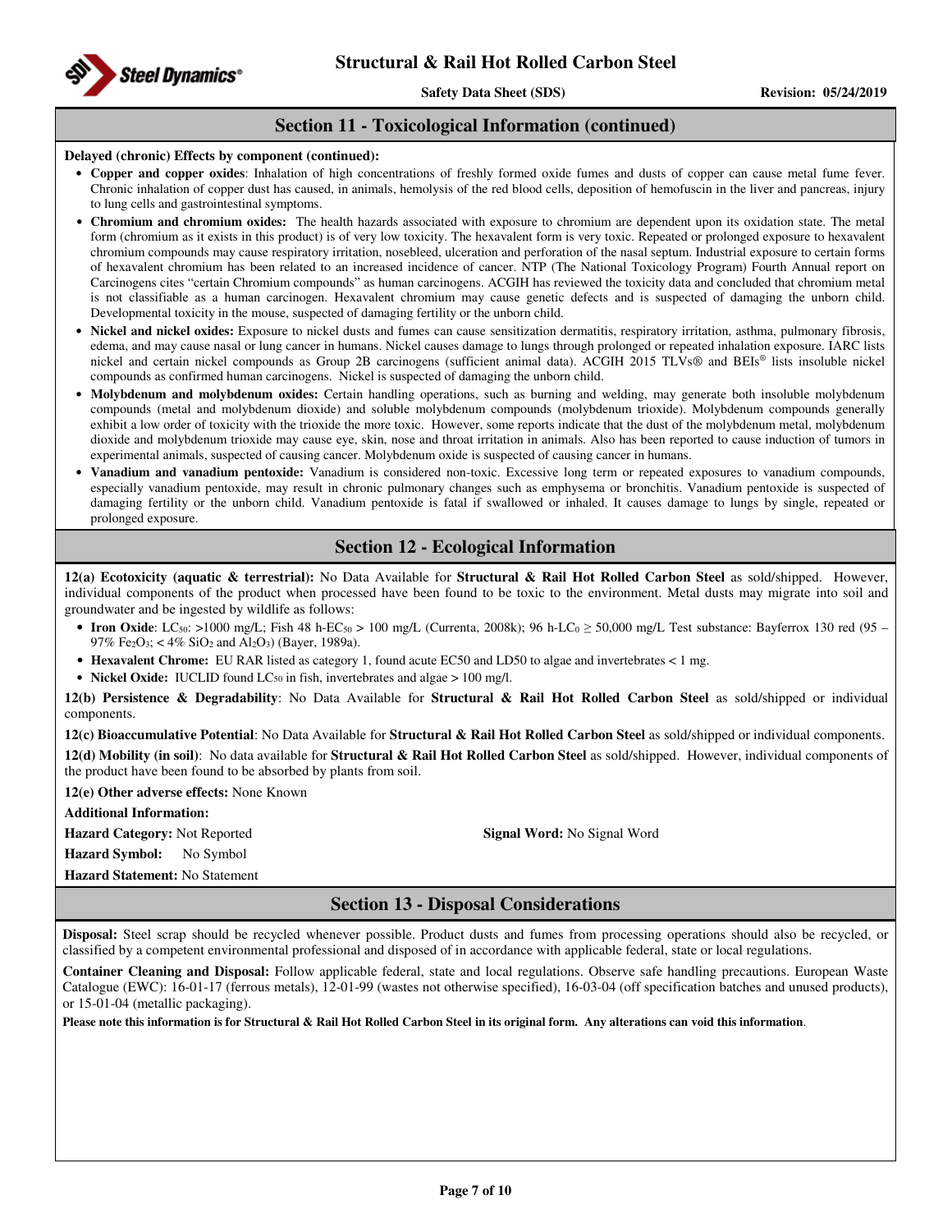## Section 11 - Toxicological Information (continued)

**Delayed (chronic) Effects by component (continued):**

- **Copper and copper oxides**: Inhalation of high concentrations of freshly formed oxide fumes and dusts of copper can cause metal fume fever. Chronic inhalation of copper dust has caused, in animals, hemolysis of the red blood cells, deposition of hemofuscin in the liver and pancreas, injury to lung cells and gastrointestinal symptoms.
- **Chromium and chromium oxides:** The health hazards associated with exposure to chromium are dependent upon its oxidation state. The metal form (chromium as it exists in this product) is of very low toxicity. The hexavalent form is very toxic. Repeated or prolonged exposure to hexavalent chromium compounds may cause respiratory irritation, nosebleed, ulceration and perforation of the nasal septum. Industrial exposure to certain forms of hexavalent chromium has been related to an increased incidence of cancer. NTP (The National Toxicology Program) Fourth Annual report on Carcinogens cites "certain Chromium compounds" as human carcinogens. ACGIH has reviewed the toxicity data and concluded that chromium metal is not classifiable as a human carcinogen. Hexavalent chromium may cause genetic defects and is suspected of damaging the unborn child. Developmental toxicity in the mouse, suspected of damaging fertility or the unborn child.
- **Nickel and nickel oxides:** Exposure to nickel dusts and fumes can cause sensitization dermatitis, respiratory irritation, asthma, pulmonary fibrosis, edema, and may cause nasal or lung cancer in humans. Nickel causes damage to lungs through prolonged or repeated inhalation exposure. IARC lists nickel and certain nickel compounds as Group 2B carcinogens (sufficient animal data). ACGIH 2015 TLVs® and BEIs® lists insoluble nickel compounds as confirmed human carcinogens. Nickel is suspected of damaging the unborn child.
- **Molybdenum and molybdenum oxides:** Certain handling operations, such as burning and welding, may generate both insoluble molybdenum compounds (metal and molybdenum dioxide) and soluble molybdenum compounds (molybdenum trioxide). Molybdenum compounds generally exhibit a low order of toxicity with the trioxide the more toxic. However, some reports indicate that the dust of the molybdenum metal, molybdenum dioxide and molybdenum trioxide may cause eye, skin, nose and throat irritation in animals. Also has been reported to cause induction of tumors in experimental animals, suspected of causing cancer. Molybdenum oxide is suspected of causing cancer in humans.
- **Vanadium and vanadium pentoxide:** Vanadium is considered non-toxic. Excessive long term or repeated exposures to vanadium compounds, especially vanadium pentoxide, may result in chronic pulmonary changes such as emphysema or bronchitis. Vanadium pentoxide is suspected of damaging fertility or the unborn child. Vanadium pentoxide is fatal if swallowed or inhaled. It causes damage to lungs by single, repeated or prolonged exposure.

## Section 12 - Ecological Information

**12(a) Ecotoxicity (aquatic & terrestrial):** No Data Available for **Structural & Rail Hot Rolled Carbon Steel** as sold/shipped. However, individual components of the product when processed have been found to be toxic to the environment. Metal dusts may migrate into soil and groundwater and be ingested by wildlife as follows:

- **Iron Oxide**: $LC_{50}$: >1000 mg/L; Fish 48 h-$EC_{50}$ > 100 mg/L (Currenta, 2008k); 96 h-$LC_0$ ≥ 50,000 mg/L Test substance: Bayferrox 130 red (95 – 97% $Fe_2O_3$; < 4% $SiO_2$ and $Al_2O_3$) (Bayer, 1989a).
- **Hexavalent Chrome:** EU RAR listed as category 1, found acute EC50 and LD50 to algae and invertebrates < 1 mg.
- **Nickel Oxide:** IUCLID found $LC_{50}$ in fish, invertebrates and algae > 100 mg/l.

**12(b) Persistence & Degradability**: No Data Available for **Structural & Rail Hot Rolled Carbon Steel** as sold/shipped or individual components.

**12(c) Bioaccumulative Potential**: No Data Available for **Structural & Rail Hot Rolled Carbon Steel** as sold/shipped or individual components.

**12(d) Mobility (in soil)**: No data available for **Structural & Rail Hot Rolled Carbon Steel** as sold/shipped. However, individual components of the product have been found to be absorbed by plants from soil.

**12(e) Other adverse effects:** None Known

**Additional Information:**

**Hazard Category:** Not Reported

**Signal Word:** No Signal Word

**Hazard Symbol:** No Symbol

**Hazard Statement:** No Statement

## Section 13 - Disposal Considerations

**Disposal:** Steel scrap should be recycled whenever possible. Product dusts and fumes from processing operations should also be recycled, or classified by a competent environmental professional and disposed of in accordance with applicable federal, state or local regulations.

**Container Cleaning and Disposal:** Follow applicable federal, state and local regulations. Observe safe handling precautions. European Waste Catalogue (EWC): 16-01-17 (ferrous metals), 12-01-99 (wastes not otherwise specified), 16-03-04 (off specification batches and unused products), or 15-01-04 (metallic packaging).

**Please note this information is for Structural & Rail Hot Rolled Carbon Steel in its original form. Any alterations can void this information**.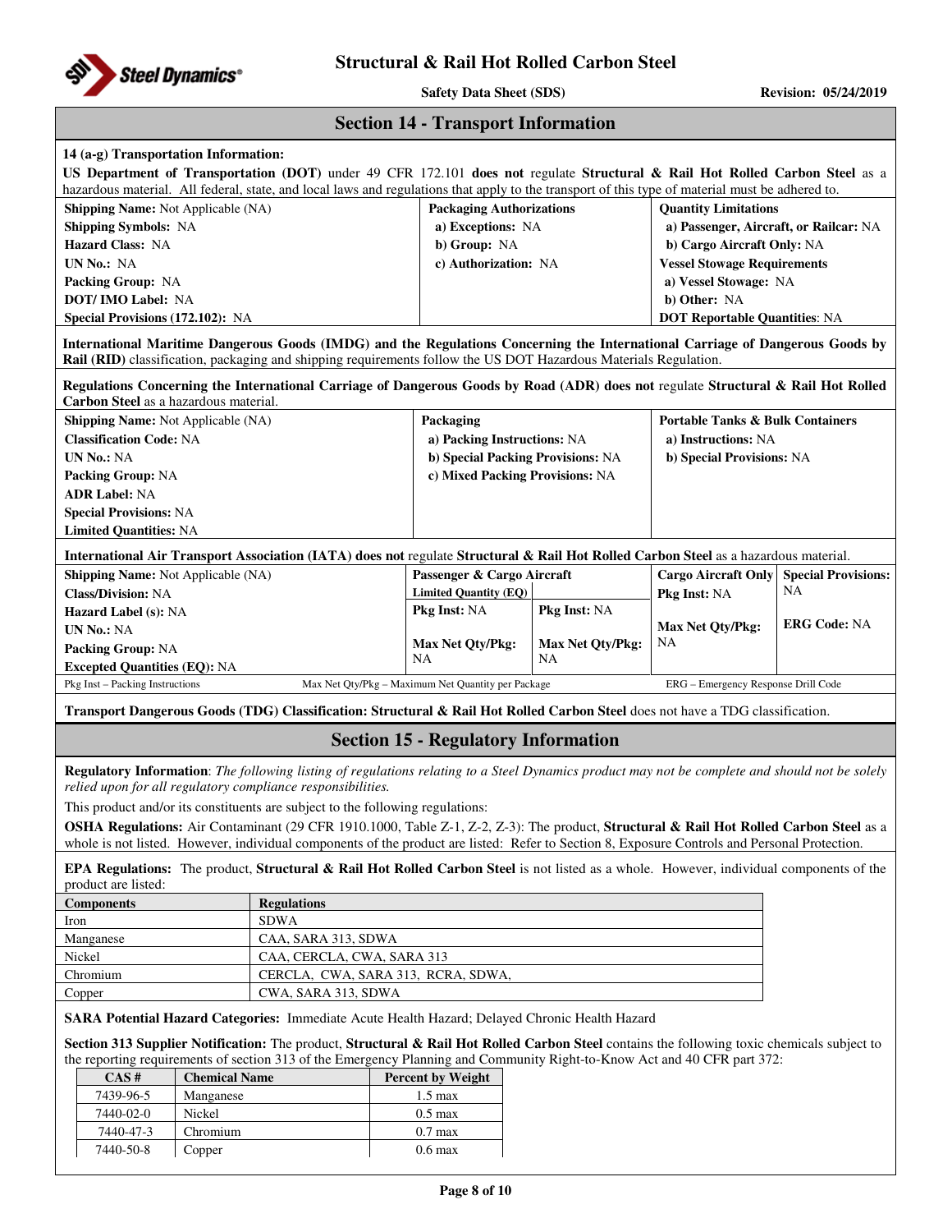## Section 14 - Transport Information

**14 (a-g) Transportation Information:**

**US Department of Transportation (DOT)** under 49 CFR 172.101 **does not** regulate **Structural & Rail Hot Rolled Carbon Steel** as a hazardous material. All federal, state, and local laws and regulations that apply to the transport of this type of material must be adhered to.

| | | |
|---|---|---|
| **Shipping Name:** Not Applicable (NA) | **Packaging Authorizations** | **Quantity Limitations** |
| **Shipping Symbols:** NA | **a) Exceptions:** NA | **a) Passenger, Aircraft, or Railcar:** NA |
| **Hazard Class:** NA | **b) Group:** NA | **b) Cargo Aircraft Only:** NA |
| **UN No.:** NA | **c) Authorization:** NA | **Vessel Stowage Requirements** |
| **Packing Group:** NA | | **a) Vessel Stowage:** NA |
| **DOT/ IMO Label:** NA | | **b) Other:** NA |
| **Special Provisions (172.102):** NA | | **DOT Reportable Quantities**: NA |

**International Maritime Dangerous Goods (IMDG) and the Regulations Concerning the International Carriage of Dangerous Goods by Rail (RID)** classification, packaging and shipping requirements follow the US DOT Hazardous Materials Regulation.

**Regulations Concerning the International Carriage of Dangerous Goods by Road (ADR) does not** regulate **Structural & Rail Hot Rolled Carbon Steel** as a hazardous material.

| | | |
|---|---|---|
| **Shipping Name:** Not Applicable (NA) | **Packaging** | **Portable Tanks & Bulk Containers** |
| **Classification Code:** NA | **a) Packing Instructions:** NA | **a) Instructions:** NA |
| **UN No.:** NA | **b) Special Packing Provisions:** NA | **b) Special Provisions:** NA |
| **Packing Group:** NA | **c) Mixed Packing Provisions:** NA | |
| **ADR Label:** NA | | |
| **Special Provisions:** NA | | |
| **Limited Quantities:** NA | | |

**International Air Transport Association (IATA) does not** regulate **Structural & Rail Hot Rolled Carbon Steel** as a hazardous material.

| | | | | |
|---|---|---|---|---|
| **Shipping Name:** Not Applicable (NA) | **Passenger & Cargo Aircraft** | | **Cargo Aircraft Only** | **Special Provisions:** NA |
| **Class/Division:** NA | **Limited Quantity (EQ)** | | **Pkg Inst:** NA | |
| **Hazard Label (s):** NA | **Pkg Inst:** NA | **Pkg Inst:** NA | | |
| **UN No.:** NA | | | **Max Net Qty/Pkg:** NA | **ERG Code:** NA |
| **Packing Group:** NA | **Max Net Qty/Pkg:** NA | **Max Net Qty/Pkg:** NA | | |
| **Excepted Quantities (EQ):** NA | | | | |

Pkg Inst – Packing Instructions    Max Net Qty/Pkg – Maximum Net Quantity per Package    ERG – Emergency Response Drill Code

**Transport Dangerous Goods (TDG) Classification: Structural & Rail Hot Rolled Carbon Steel** does not have a TDG classification.

## Section 15 - Regulatory Information

**Regulatory Information**: *The following listing of regulations relating to a Steel Dynamics product may not be complete and should not be solely relied upon for all regulatory compliance responsibilities.*

This product and/or its constituents are subject to the following regulations:

**OSHA Regulations:** Air Contaminant (29 CFR 1910.1000, Table Z-1, Z-2, Z-3): The product, **Structural & Rail Hot Rolled Carbon Steel** as a whole is not listed. However, individual components of the product are listed: Refer to Section 8, Exposure Controls and Personal Protection.

**EPA Regulations:** The product, **Structural & Rail Hot Rolled Carbon Steel** is not listed as a whole. However, individual components of the product are listed:

| Components | Regulations |
|---|---|
| Iron | SDWA |
| Manganese | CAA, SARA 313, SDWA |
| Nickel | CAA, CERCLA, CWA, SARA 313 |
| Chromium | CERCLA, CWA, SARA 313, RCRA, SDWA, |
| Copper | CWA, SARA 313, SDWA |

**SARA Potential Hazard Categories:** Immediate Acute Health Hazard; Delayed Chronic Health Hazard

**Section 313 Supplier Notification:** The product, **Structural & Rail Hot Rolled Carbon Steel** contains the following toxic chemicals subject to the reporting requirements of section 313 of the Emergency Planning and Community Right-to-Know Act and 40 CFR part 372:

| CAS # | Chemical Name | Percent by Weight |
|---|---|---|
| 7439-96-5 | Manganese | 1.5 max |
| 7440-02-0 | Nickel | 0.5 max |
| 7440-47-3 | Chromium | 0.7 max |
| 7440-50-8 | Copper | 0.6 max |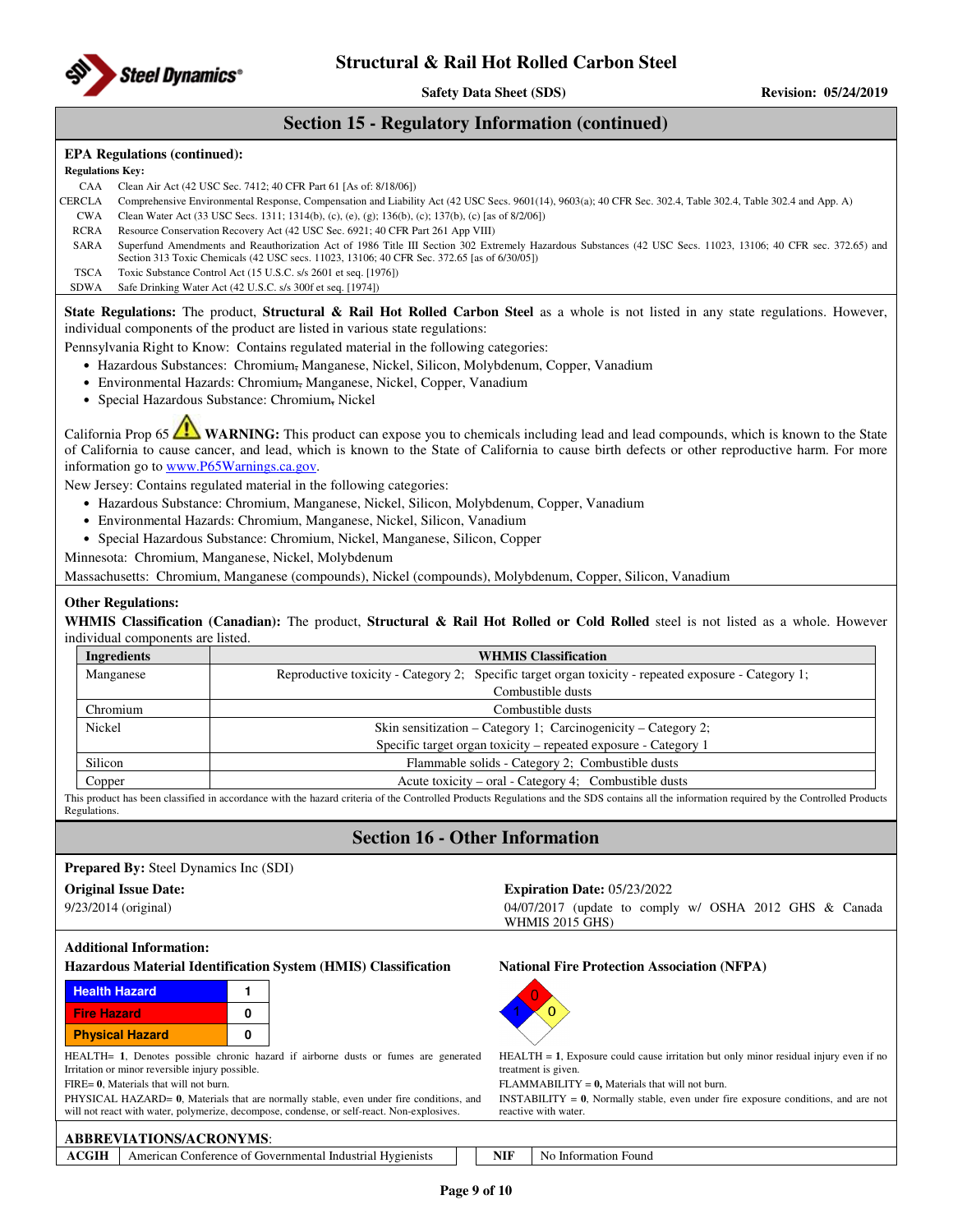## Section 15 - Regulatory Information (continued)

**EPA Regulations (continued):**

**Regulations Key:**

| | |
|---|---|
| CAA | Clean Air Act (42 USC Sec. 7412; 40 CFR Part 61 [As of: 8/18/06]) |
| CERCLA | Comprehensive Environmental Response, Compensation and Liability Act (42 USC Secs. 9601(14), 9603(a); 40 CFR Sec. 302.4, Table 302.4, Table 302.4 and App. A) |
| CWA | Clean Water Act (33 USC Secs. 1311; 1314(b), (c), (e), (g); 136(b), (c); 137(b), (c) [as of 8/2/06]) |
| RCRA | Resource Conservation Recovery Act (42 USC Sec. 6921; 40 CFR Part 261 App VIII) |
| SARA | Superfund Amendments and Reauthorization Act of 1986 Title III Section 302 Extremely Hazardous Substances (42 USC Secs. 11023, 13106; 40 CFR sec. 372.65) and Section 313 Toxic Chemicals (42 USC secs. 11023, 13106; 40 CFR Sec. 372.65 [as of 6/30/05]) |
| TSCA | Toxic Substance Control Act (15 U.S.C. s/s 2601 et seq. [1976]) |
| SDWA | Safe Drinking Water Act (42 U.S.C. s/s 300f et seq. [1974]) |

**State Regulations:** The product, **Structural & Rail Hot Rolled Carbon Steel** as a whole is not listed in any state regulations. However, individual components of the product are listed in various state regulations:

Pennsylvania Right to Know: Contains regulated material in the following categories:

- Hazardous Substances: Chromium, Manganese, Nickel, Silicon, Molybdenum, Copper, Vanadium
- Environmental Hazards: Chromium, Manganese, Nickel, Copper, Vanadium
- Special Hazardous Substance: Chromium, Nickel

California Prop 65 ⚠ **WARNING:** This product can expose you to chemicals including lead and lead compounds, which is known to the State of California to cause cancer, and lead, which is known to the State of California to cause birth defects or other reproductive harm. For more information go to www.P65Warnings.ca.gov.

New Jersey: Contains regulated material in the following categories:

- Hazardous Substance: Chromium, Manganese, Nickel, Silicon, Molybdenum, Copper, Vanadium
- Environmental Hazards: Chromium, Manganese, Nickel, Silicon, Vanadium
- Special Hazardous Substance: Chromium, Nickel, Manganese, Silicon, Copper

Minnesota: Chromium, Manganese, Nickel, Molybdenum

Massachusetts: Chromium, Manganese (compounds), Nickel (compounds), Molybdenum, Copper, Silicon, Vanadium

**Other Regulations:**

**WHMIS Classification (Canadian):** The product, **Structural & Rail Hot Rolled or Cold Rolled** steel is not listed as a whole. However individual components are listed.

| Ingredients | WHMIS Classification |
|---|---|
| Manganese | Reproductive toxicity - Category 2; Specific target organ toxicity - repeated exposure - Category 1; Combustible dusts |
| Chromium | Combustible dusts |
| Nickel | Skin sensitization – Category 1; Carcinogenicity – Category 2; Specific target organ toxicity – repeated exposure - Category 1 |
| Silicon | Flammable solids - Category 2; Combustible dusts |
| Copper | Acute toxicity – oral - Category 4; Combustible dusts |

This product has been classified in accordance with the hazard criteria of the Controlled Products Regulations and the SDS contains all the information required by the Controlled Products Regulations.

## Section 16 - Other Information

**Prepared By:** Steel Dynamics Inc (SDI)

**Original Issue Date:**

9/23/2014 (original)

**Expiration Date:** 05/23/2022

04/07/2017 (update to comply w/ OSHA 2012 GHS & Canada WHMIS 2015 GHS)

**Additional Information:**

**Hazardous Material Identification System (HMIS) Classification**

| | |
|---|---|
| Health Hazard | 1 |
| Fire Hazard | 0 |
| Physical Hazard | 0 |

HEALTH= **1**, Denotes possible chronic hazard if airborne dusts or fumes are generated Irritation or minor reversible injury possible.

FIRE= **0**, Materials that will not burn.

PHYSICAL HAZARD= **0**, Materials that are normally stable, even under fire conditions, and will not react with water, polymerize, decompose, condense, or self-react. Non-explosives.

**National Fire Protection Association (NFPA)**

NFPA diamond: Health 1, Flammability 0, Instability 0

HEALTH = **1**, Exposure could cause irritation but only minor residual injury even if no treatment is given.

FLAMMABILITY = **0,** Materials that will not burn.

INSTABILITY = **0**, Normally stable, even under fire exposure conditions, and are not reactive with water.

**ABBREVIATIONS/ACRONYMS**:

| | | | |
|---|---|---|---|
| **ACGIH** | American Conference of Governmental Industrial Hygienists | **NIF** | No Information Found |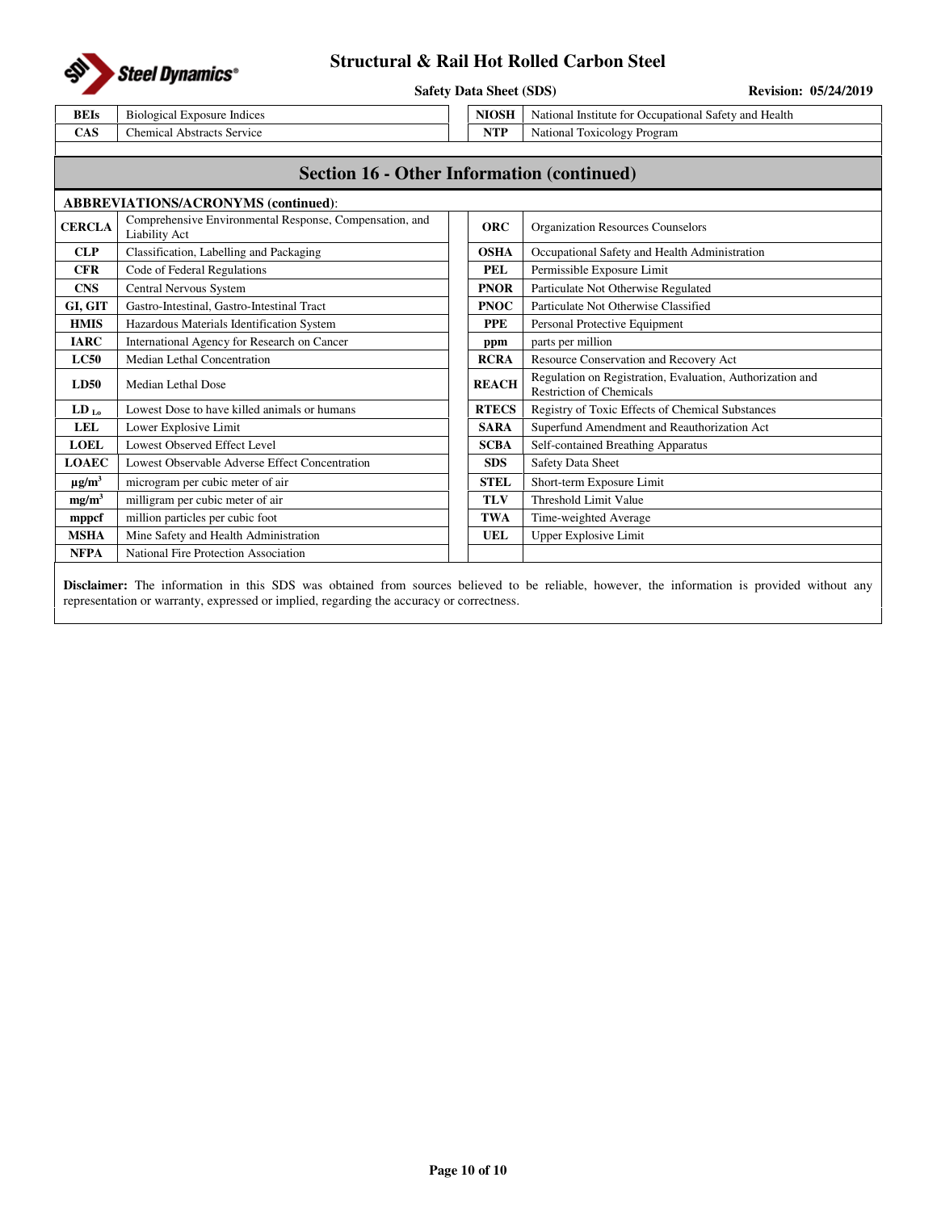| | | | |
|---|---|---|---|
| **BEIs** | Biological Exposure Indices | **NIOSH** | National Institute for Occupational Safety and Health |
| **CAS** | Chemical Abstracts Service | **NTP** | National Toxicology Program |

## Section 16 - Other Information (continued)

**ABBREVIATIONS/ACRONYMS (continued)**:

| | | | |
|---|---|---|---|
| **CERCLA** | Comprehensive Environmental Response, Compensation, and Liability Act | **ORC** | Organization Resources Counselors |
| **CLP** | Classification, Labelling and Packaging | **OSHA** | Occupational Safety and Health Administration |
| **CFR** | Code of Federal Regulations | **PEL** | Permissible Exposure Limit |
| **CNS** | Central Nervous System | **PNOR** | Particulate Not Otherwise Regulated |
| **GI, GIT** | Gastro-Intestinal, Gastro-Intestinal Tract | **PNOC** | Particulate Not Otherwise Classified |
| **HMIS** | Hazardous Materials Identification System | **PPE** | Personal Protective Equipment |
| **IARC** | International Agency for Research on Cancer | **ppm** | parts per million |
| **LC50** | Median Lethal Concentration | **RCRA** | Resource Conservation and Recovery Act |
| **LD50** | Median Lethal Dose | **REACH** | Regulation on Registration, Evaluation, Authorization and Restriction of Chemicals |
| **$LD_{Lo}$** | Lowest Dose to have killed animals or humans | **RTECS** | Registry of Toxic Effects of Chemical Substances |
| **LEL** | Lower Explosive Limit | **SARA** | Superfund Amendment and Reauthorization Act |
| **LOEL** | Lowest Observed Effect Level | **SCBA** | Self-contained Breathing Apparatus |
| **LOAEC** | Lowest Observable Adverse Effect Concentration | **SDS** | Safety Data Sheet |
| **$\mu g/m^3$** | microgram per cubic meter of air | **STEL** | Short-term Exposure Limit |
| **$mg/m^3$** | milligram per cubic meter of air | **TLV** | Threshold Limit Value |
| **mppcf** | million particles per cubic foot | **TWA** | Time-weighted Average |
| **MSHA** | Mine Safety and Health Administration | **UEL** | Upper Explosive Limit |
| **NFPA** | National Fire Protection Association | | |

**Disclaimer:** The information in this SDS was obtained from sources believed to be reliable, however, the information is provided without any representation or warranty, expressed or implied, regarding the accuracy or correctness.